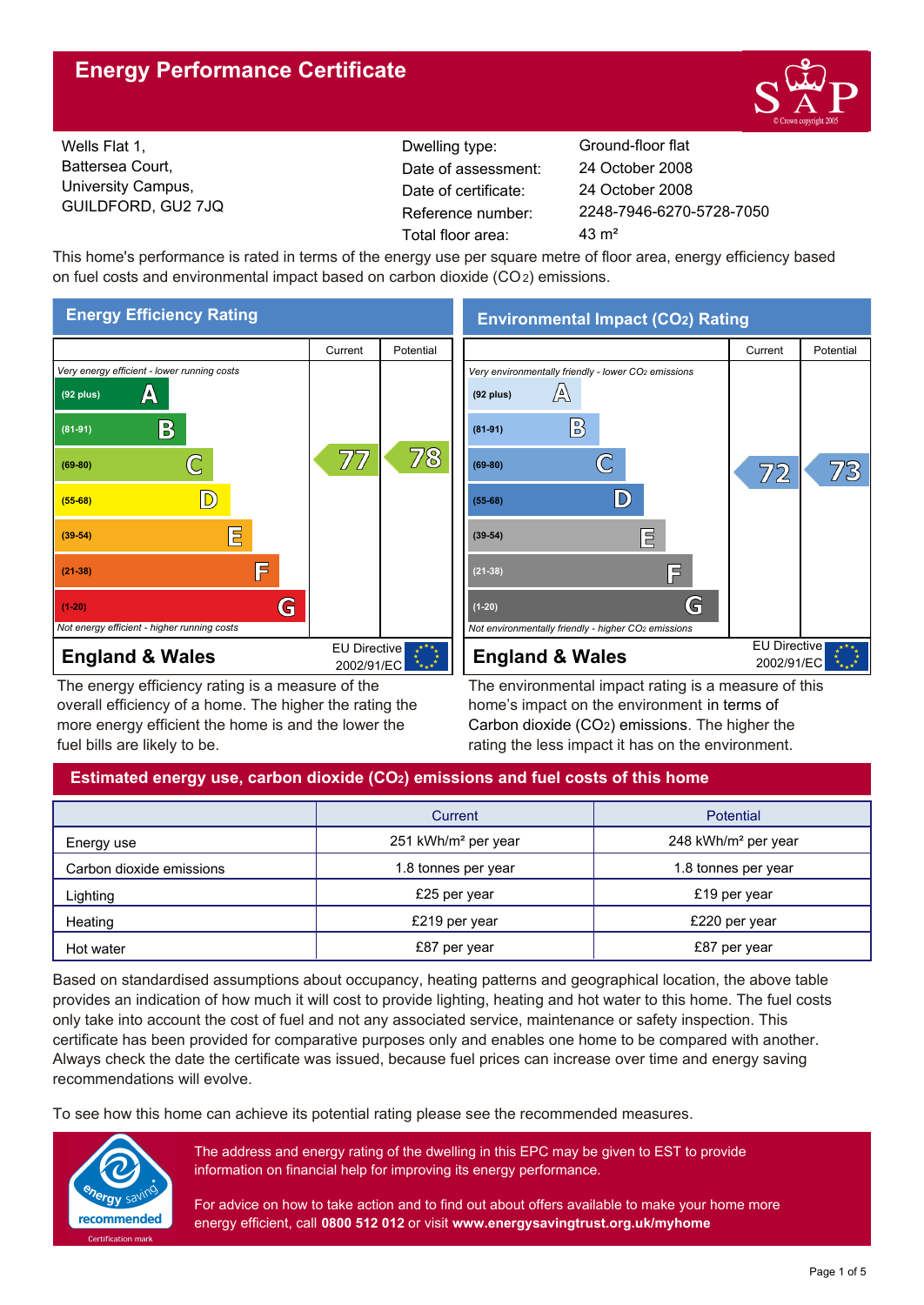# Energy Performance Certificate

Wells Flat 1,
Battersea Court,
University Campus,
GUILDFORD, GU2 7JQ

| | |
|---|---|
| Dwelling type: | Ground-floor flat |
| Date of assessment: | 24 October 2008 |
| Date of certificate: | 24 October 2008 |
| Reference number: | 2248-7946-6270-5728-7050 |
| Total floor area: | 43 m² |

This home's performance is rated in terms of the energy use per square metre of floor area, energy efficiency based on fuel costs and environmental impact based on carbon dioxide ($CO_2$) emissions.

## Energy Efficiency Rating

| | Current | Potential |
|---|---|---|
| *Very energy efficient - lower running costs* | | |
| (92 plus) A | | |
| (81-91) B | | |
| (69-80) C | 77 | 78 |
| (55-68) D | | |
| (39-54) E | | |
| (21-38) F | | |
| (1-20) G | | |
| *Not energy efficient - higher running costs* | | |
| **England & Wales** | EU Directive 2002/91/EC | |

The energy efficiency rating is a measure of the overall efficiency of a home. The higher the rating the more energy efficient the home is and the lower the fuel bills are likely to be.

## Environmental Impact ($CO_2$) Rating

| | Current | Potential |
|---|---|---|
| *Very environmentally friendly - lower $CO_2$ emissions* | | |
| (92 plus) A | | |
| (81-91) B | | |
| (69-80) C | 72 | 73 |
| (55-68) D | | |
| (39-54) E | | |
| (21-38) F | | |
| (1-20) G | | |
| *Not environmentally friendly - higher $CO_2$ emissions* | | |
| **England & Wales** | EU Directive 2002/91/EC | |

The environmental impact rating is a measure of this home's impact on the environment in terms of Carbon dioxide ($CO_2$) emissions. The higher the rating the less impact it has on the environment.

## Estimated energy use, carbon dioxide ($CO_2$) emissions and fuel costs of this home

| | Current | Potential |
|---|---|---|
| Energy use | 251 kWh/m² per year | 248 kWh/m² per year |
| Carbon dioxide emissions | 1.8 tonnes per year | 1.8 tonnes per year |
| Lighting | £25 per year | £19 per year |
| Heating | £219 per year | £220 per year |
| Hot water | £87 per year | £87 per year |

Based on standardised assumptions about occupancy, heating patterns and geographical location, the above table provides an indication of how much it will cost to provide lighting, heating and hot water to this home. The fuel costs only take into account the cost of fuel and not any associated service, maintenance or safety inspection. This certificate has been provided for comparative purposes only and enables one home to be compared with another. Always check the date the certificate was issued, because fuel prices can increase over time and energy saving recommendations will evolve.

To see how this home can achieve its potential rating please see the recommended measures.

energy saving recommended — Certification mark

The address and energy rating of the dwelling in this EPC may be given to EST to provide information on financial help for improving its energy performance.

For advice on how to take action and to find out about offers available to make your home more energy efficient, call **0800 512 012** or visit **www.energysavingtrust.org.uk/myhome**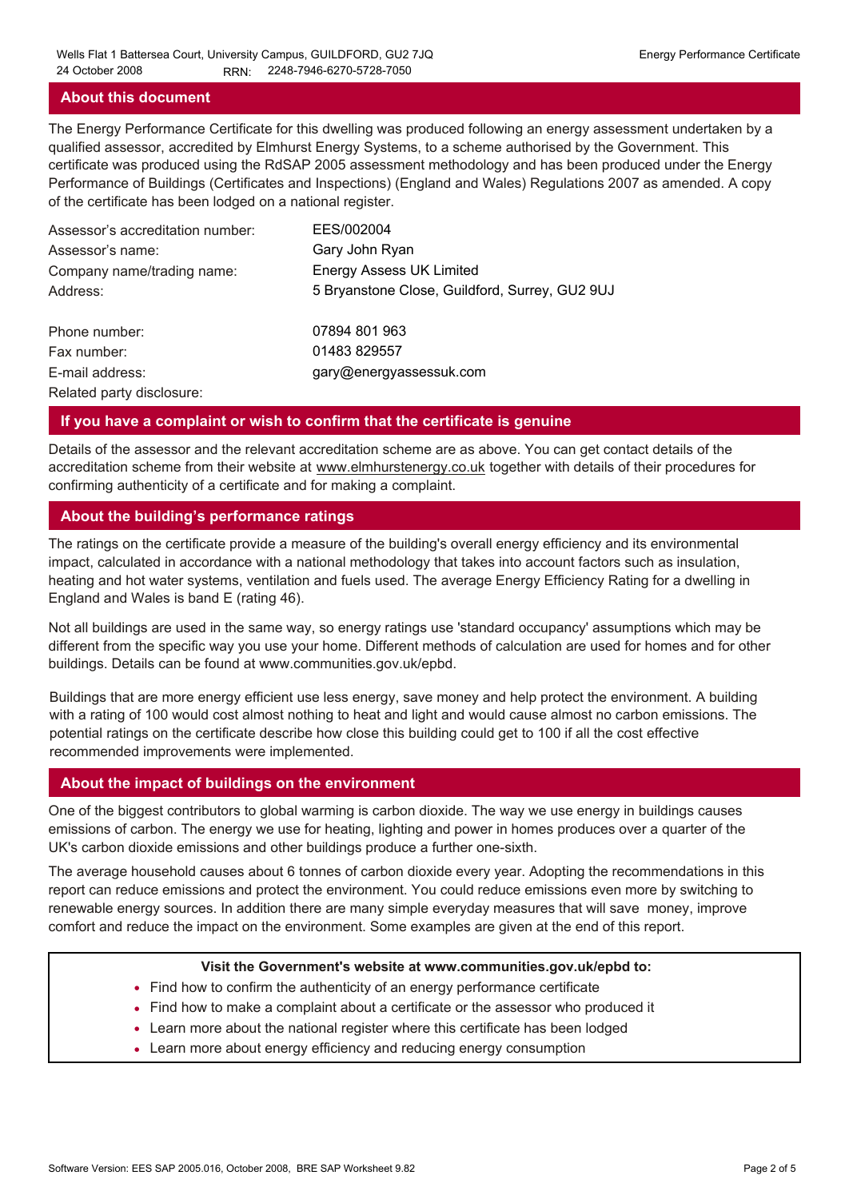## About this document

The Energy Performance Certificate for this dwelling was produced following an energy assessment undertaken by a qualified assessor, accredited by Elmhurst Energy Systems, to a scheme authorised by the Government. This certificate was produced using the RdSAP 2005 assessment methodology and has been produced under the Energy Performance of Buildings (Certificates and Inspections) (England and Wales) Regulations 2007 as amended. A copy of the certificate has been lodged on a national register.

| | |
|---|---|
| Assessor's accreditation number: | EES/002004 |
| Assessor's name: | Gary John Ryan |
| Company name/trading name: | Energy Assess UK Limited |
| Address: | 5 Bryanstone Close, Guildford, Surrey, GU2 9UJ |
| Phone number: | 07894 801 963 |
| Fax number: | 01483 829557 |
| E-mail address: | gary@energyassessuk.com |
| Related party disclosure: | |

## If you have a complaint or wish to confirm that the certificate is genuine

Details of the assessor and the relevant accreditation scheme are as above. You can get contact details of the accreditation scheme from their website at www.elmhurstenergy.co.uk together with details of their procedures for confirming authenticity of a certificate and for making a complaint.

## About the building's performance ratings

The ratings on the certificate provide a measure of the building's overall energy efficiency and its environmental impact, calculated in accordance with a national methodology that takes into account factors such as insulation, heating and hot water systems, ventilation and fuels used. The average Energy Efficiency Rating for a dwelling in England and Wales is band E (rating 46).

Not all buildings are used in the same way, so energy ratings use 'standard occupancy' assumptions which may be different from the specific way you use your home. Different methods of calculation are used for homes and for other buildings. Details can be found at www.communities.gov.uk/epbd.

Buildings that are more energy efficient use less energy, save money and help protect the environment. A building with a rating of 100 would cost almost nothing to heat and light and would cause almost no carbon emissions. The potential ratings on the certificate describe how close this building could get to 100 if all the cost effective recommended improvements were implemented.

## About the impact of buildings on the environment

One of the biggest contributors to global warming is carbon dioxide. The way we use energy in buildings causes emissions of carbon. The energy we use for heating, lighting and power in homes produces over a quarter of the UK's carbon dioxide emissions and other buildings produce a further one-sixth.

The average household causes about 6 tonnes of carbon dioxide every year. Adopting the recommendations in this report can reduce emissions and protect the environment. You could reduce emissions even more by switching to renewable energy sources. In addition there are many simple everyday measures that will save money, improve comfort and reduce the impact on the environment. Some examples are given at the end of this report.

**Visit the Government's website at www.communities.gov.uk/epbd to:**

- Find how to confirm the authenticity of an energy performance certificate
- Find how to make a complaint about a certificate or the assessor who produced it
- Learn more about the national register where this certificate has been lodged
- Learn more about energy efficiency and reducing energy consumption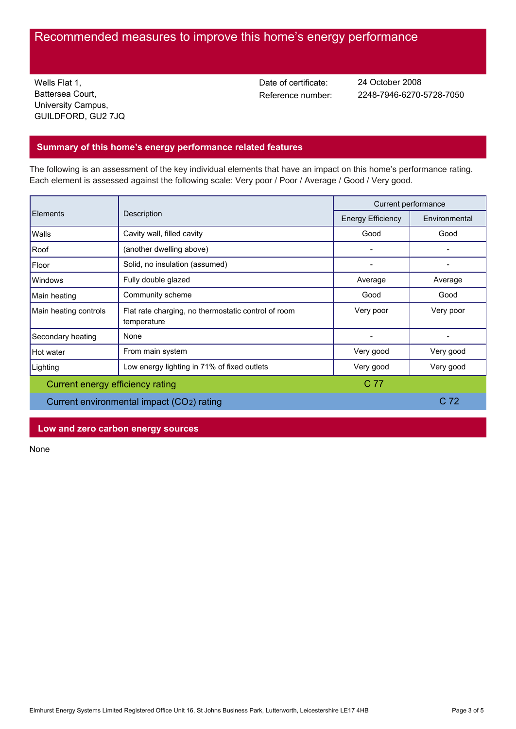# Recommended measures to improve this home's energy performance

Wells Flat 1,
Battersea Court,
University Campus,
GUILDFORD, GU2 7JQ

Date of certificate: 24 October 2008
Reference number: 2248-7946-6270-5728-7050

## Summary of this home's energy performance related features

The following is an assessment of the key individual elements that have an impact on this home's performance rating. Each element is assessed against the following scale: Very poor / Poor / Average / Good / Very good.

| Elements | Description | Current performance | |
|---|---|---|---|
| | | Energy Efficiency | Environmental |
| Walls | Cavity wall, filled cavity | Good | Good |
| Roof | (another dwelling above) | - | - |
| Floor | Solid, no insulation (assumed) | - | - |
| Windows | Fully double glazed | Average | Average |
| Main heating | Community scheme | Good | Good |
| Main heating controls | Flat rate charging, no thermostatic control of room temperature | Very poor | Very poor |
| Secondary heating | None | - | - |
| Hot water | From main system | Very good | Very good |
| Lighting | Low energy lighting in 71% of fixed outlets | Very good | Very good |
| Current energy efficiency rating | | C 77 | |
| Current environmental impact ($CO_2$) rating | | | C 72 |

## Low and zero carbon energy sources

None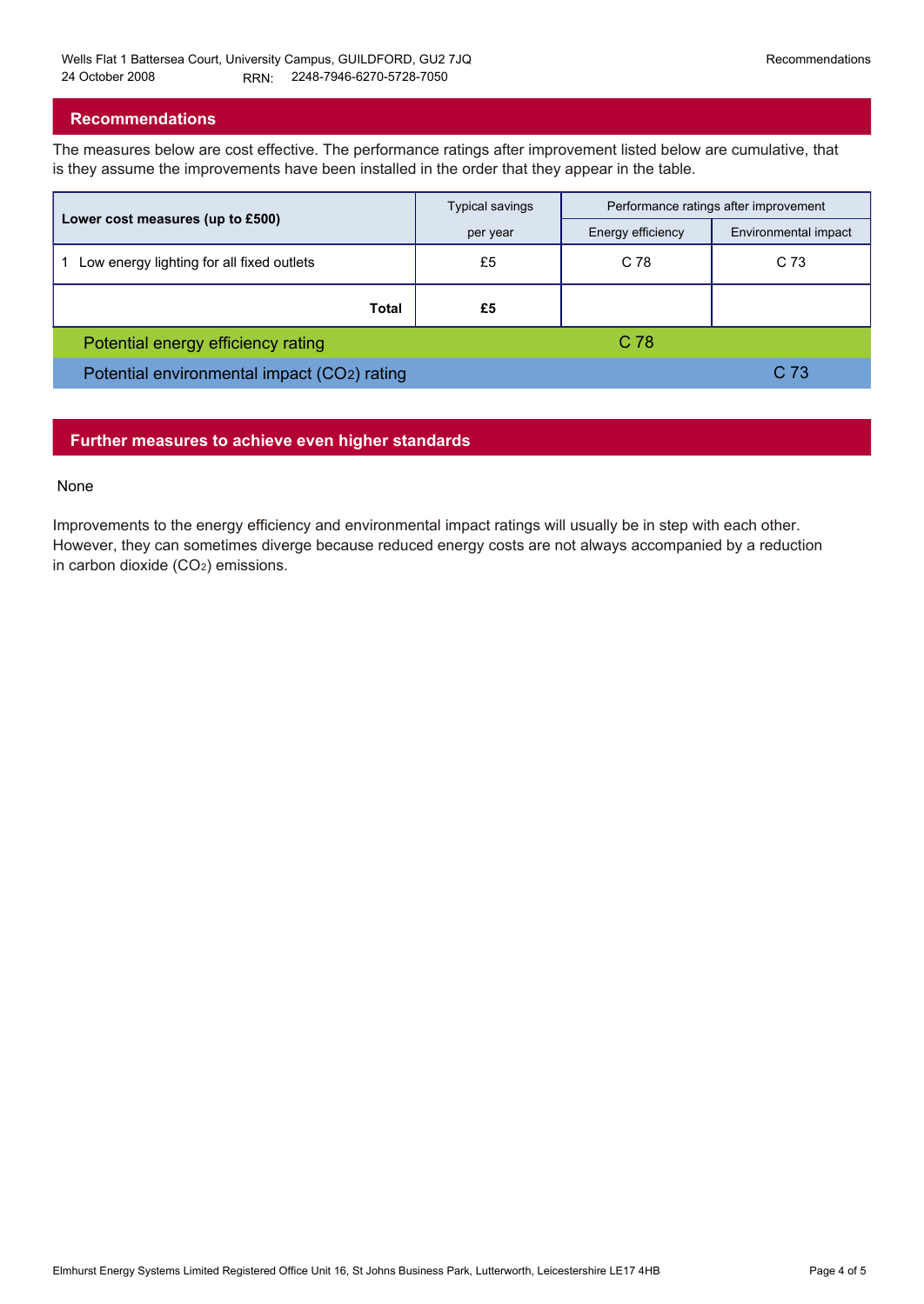## Recommendations

The measures below are cost effective. The performance ratings after improvement listed below are cumulative, that is they assume the improvements have been installed in the order that they appear in the table.

| Lower cost measures (up to £500) | Typical savings per year | Performance ratings after improvement | |
|---|---|---|---|
| | | Energy efficiency | Environmental impact |
| 1 Low energy lighting for all fixed outlets | £5 | C 78 | C 73 |
| **Total** | **£5** | | |
| Potential energy efficiency rating | | C 78 | |
| Potential environmental impact ($CO_2$) rating | | | C 73 |

## Further measures to achieve even higher standards

None

Improvements to the energy efficiency and environmental impact ratings will usually be in step with each other. However, they can sometimes diverge because reduced energy costs are not always accompanied by a reduction in carbon dioxide ($CO_2$) emissions.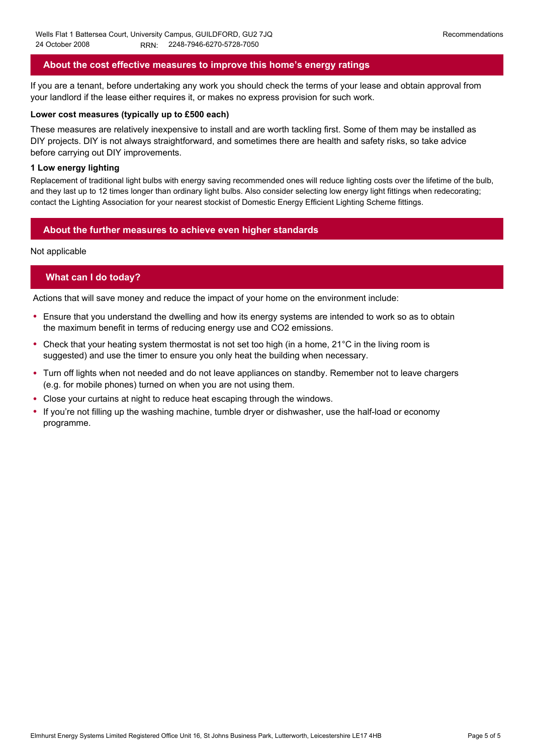## About the cost effective measures to improve this home's energy ratings

If you are a tenant, before undertaking any work you should check the terms of your lease and obtain approval from your landlord if the lease either requires it, or makes no express provision for such work.

**Lower cost measures (typically up to £500 each)**

These measures are relatively inexpensive to install and are worth tackling first. Some of them may be installed as DIY projects. DIY is not always straightforward, and sometimes there are health and safety risks, so take advice before carrying out DIY improvements.

**1 Low energy lighting**

Replacement of traditional light bulbs with energy saving recommended ones will reduce lighting costs over the lifetime of the bulb, and they last up to 12 times longer than ordinary light bulbs. Also consider selecting low energy light fittings when redecorating; contact the Lighting Association for your nearest stockist of Domestic Energy Efficient Lighting Scheme fittings.

## About the further measures to achieve even higher standards

Not applicable

## What can I do today?

Actions that will save money and reduce the impact of your home on the environment include:

- Ensure that you understand the dwelling and how its energy systems are intended to work so as to obtain the maximum benefit in terms of reducing energy use and $CO_2$ emissions.
- Check that your heating system thermostat is not set too high (in a home, 21°C in the living room is suggested) and use the timer to ensure you only heat the building when necessary.
- Turn off lights when not needed and do not leave appliances on standby. Remember not to leave chargers (e.g. for mobile phones) turned on when you are not using them.
- Close your curtains at night to reduce heat escaping through the windows.
- If you're not filling up the washing machine, tumble dryer or dishwasher, use the half-load or economy programme.